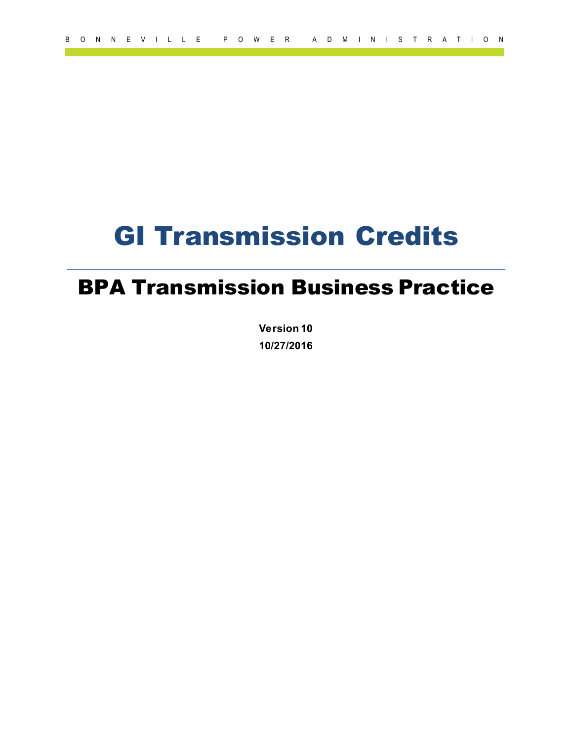# GI Transmission Credits

## BPA Transmission Business Practice

**Version 10**

**10/27/2016**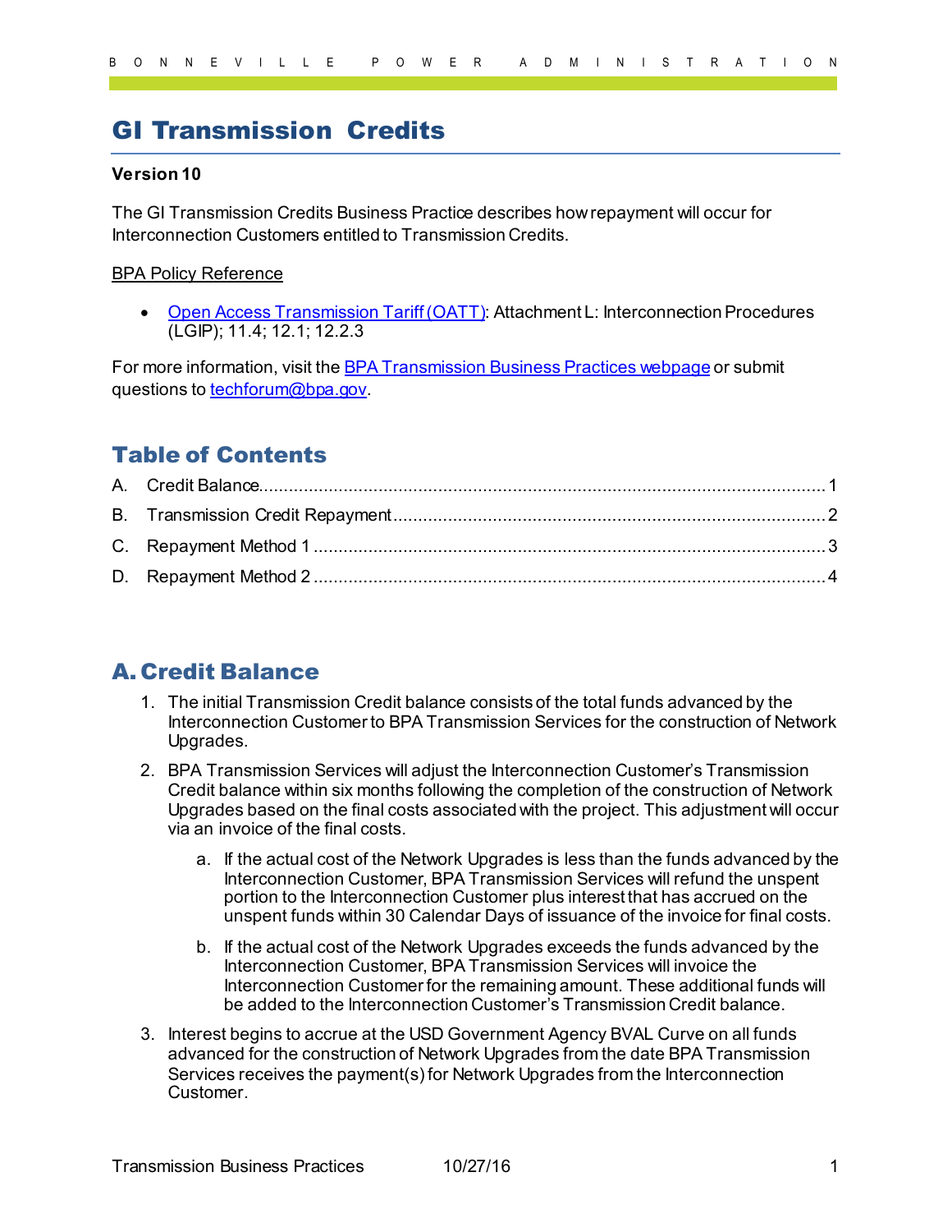# GI Transmission Credits

**Version 10**

The GI Transmission Credits Business Practice describes how repayment will occur for Interconnection Customers entitled to Transmission Credits.

BPA Policy Reference

- Open Access Transmission Tariff (OATT): Attachment L: Interconnection Procedures (LGIP); 11.4; 12.1; 12.2.3

For more information, visit the BPA Transmission Business Practices webpage or submit questions to techforum@bpa.gov.

## Table of Contents

A. Credit Balance ........ 1
B. Transmission Credit Repayment ........ 2
C. Repayment Method 1 ........ 3
D. Repayment Method 2 ........ 4

## A. Credit Balance

1. The initial Transmission Credit balance consists of the total funds advanced by the Interconnection Customer to BPA Transmission Services for the construction of Network Upgrades.
2. BPA Transmission Services will adjust the Interconnection Customer's Transmission Credit balance within six months following the completion of the construction of Network Upgrades based on the final costs associated with the project. This adjustment will occur via an invoice of the final costs.
   a. If the actual cost of the Network Upgrades is less than the funds advanced by the Interconnection Customer, BPA Transmission Services will refund the unspent portion to the Interconnection Customer plus interest that has accrued on the unspent funds within 30 Calendar Days of issuance of the invoice for final costs.
   b. If the actual cost of the Network Upgrades exceeds the funds advanced by the Interconnection Customer, BPA Transmission Services will invoice the Interconnection Customer for the remaining amount. These additional funds will be added to the Interconnection Customer's Transmission Credit balance.
3. Interest begins to accrue at the USD Government Agency BVAL Curve on all funds advanced for the construction of Network Upgrades from the date BPA Transmission Services receives the payment(s) for Network Upgrades from the Interconnection Customer.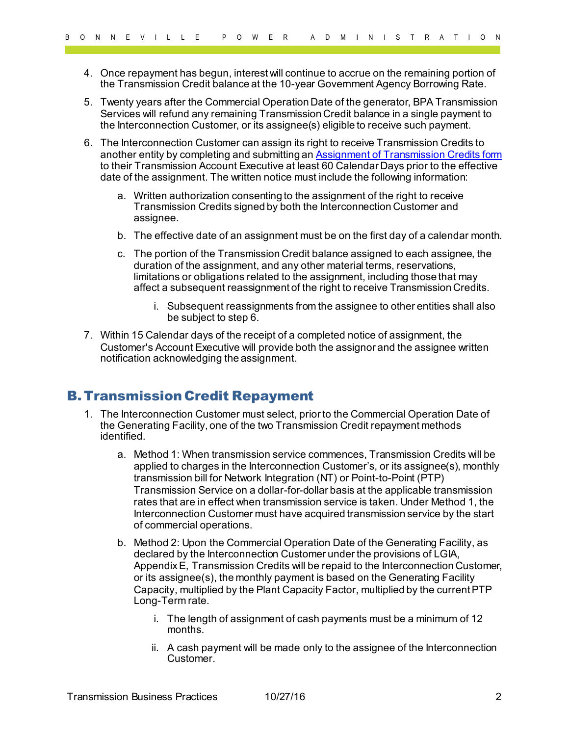4. Once repayment has begun, interest will continue to accrue on the remaining portion of the Transmission Credit balance at the 10-year Government Agency Borrowing Rate.
5. Twenty years after the Commercial Operation Date of the generator, BPA Transmission Services will refund any remaining Transmission Credit balance in a single payment to the Interconnection Customer, or its assignee(s) eligible to receive such payment.
6. The Interconnection Customer can assign its right to receive Transmission Credits to another entity by completing and submitting an Assignment of Transmission Credits form to their Transmission Account Executive at least 60 Calendar Days prior to the effective date of the assignment. The written notice must include the following information:
   a. Written authorization consenting to the assignment of the right to receive Transmission Credits signed by both the Interconnection Customer and assignee.
   b. The effective date of an assignment must be on the first day of a calendar month.
   c. The portion of the Transmission Credit balance assigned to each assignee, the duration of the assignment, and any other material terms, reservations, limitations or obligations related to the assignment, including those that may affect a subsequent reassignment of the right to receive Transmission Credits.
      i. Subsequent reassignments from the assignee to other entities shall also be subject to step 6.
7. Within 15 Calendar days of the receipt of a completed notice of assignment, the Customer's Account Executive will provide both the assignor and the assignee written notification acknowledging the assignment.

## B. Transmission Credit Repayment

1. The Interconnection Customer must select, prior to the Commercial Operation Date of the Generating Facility, one of the two Transmission Credit repayment methods identified.
   a. Method 1: When transmission service commences, Transmission Credits will be applied to charges in the Interconnection Customer's, or its assignee(s), monthly transmission bill for Network Integration (NT) or Point-to-Point (PTP) Transmission Service on a dollar-for-dollar basis at the applicable transmission rates that are in effect when transmission service is taken. Under Method 1, the Interconnection Customer must have acquired transmission service by the start of commercial operations.
   b. Method 2: Upon the Commercial Operation Date of the Generating Facility, as declared by the Interconnection Customer under the provisions of LGIA, Appendix E, Transmission Credits will be repaid to the Interconnection Customer, or its assignee(s), the monthly payment is based on the Generating Facility Capacity, multiplied by the Plant Capacity Factor, multiplied by the current PTP Long-Term rate.
      i. The length of assignment of cash payments must be a minimum of 12 months.
      ii. A cash payment will be made only to the assignee of the Interconnection Customer.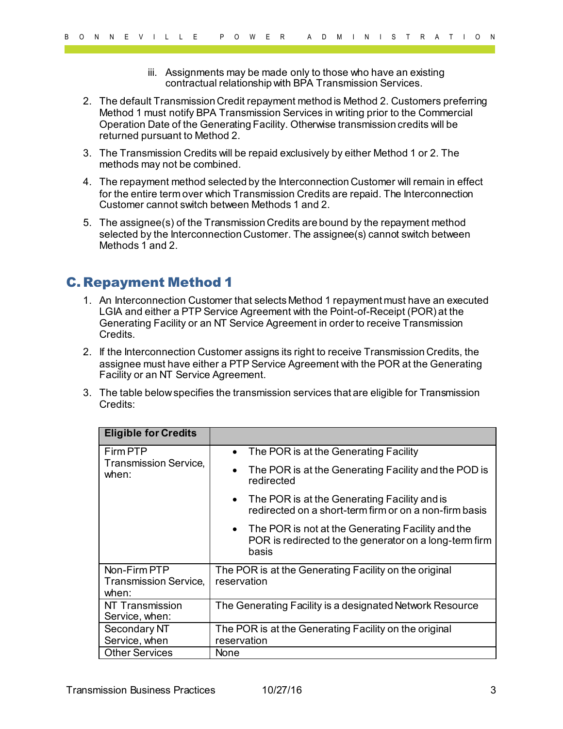iii. Assignments may be made only to those who have an existing contractual relationship with BPA Transmission Services.

2. The default Transmission Credit repayment method is Method 2. Customers preferring Method 1 must notify BPA Transmission Services in writing prior to the Commercial Operation Date of the Generating Facility. Otherwise transmission credits will be returned pursuant to Method 2.

3. The Transmission Credits will be repaid exclusively by either Method 1 or 2. The methods may not be combined.

4. The repayment method selected by the Interconnection Customer will remain in effect for the entire term over which Transmission Credits are repaid. The Interconnection Customer cannot switch between Methods 1 and 2.

5. The assignee(s) of the Transmission Credits are bound by the repayment method selected by the Interconnection Customer. The assignee(s) cannot switch between Methods 1 and 2.

## C. Repayment Method 1

1. An Interconnection Customer that selects Method 1 repayment must have an executed LGIA and either a PTP Service Agreement with the Point-of-Receipt (POR) at the Generating Facility or an NT Service Agreement in order to receive Transmission Credits.

2. If the Interconnection Customer assigns its right to receive Transmission Credits, the assignee must have either a PTP Service Agreement with the POR at the Generating Facility or an NT Service Agreement.

3. The table below specifies the transmission services that are eligible for Transmission Credits:

| **Eligible for Credits** | |
|---|---|
| Firm PTP Transmission Service, when: | • The POR is at the Generating Facility<br>• The POR is at the Generating Facility and the POD is redirected<br>• The POR is at the Generating Facility and is redirected on a short-term firm or on a non-firm basis<br>• The POR is not at the Generating Facility and the POR is redirected to the generator on a long-term firm basis |
| Non-Firm PTP Transmission Service, when: | The POR is at the Generating Facility on the original reservation |
| NT Transmission Service, when: | The Generating Facility is a designated Network Resource |
| Secondary NT Service, when | The POR is at the Generating Facility on the original reservation |
| Other Services | None |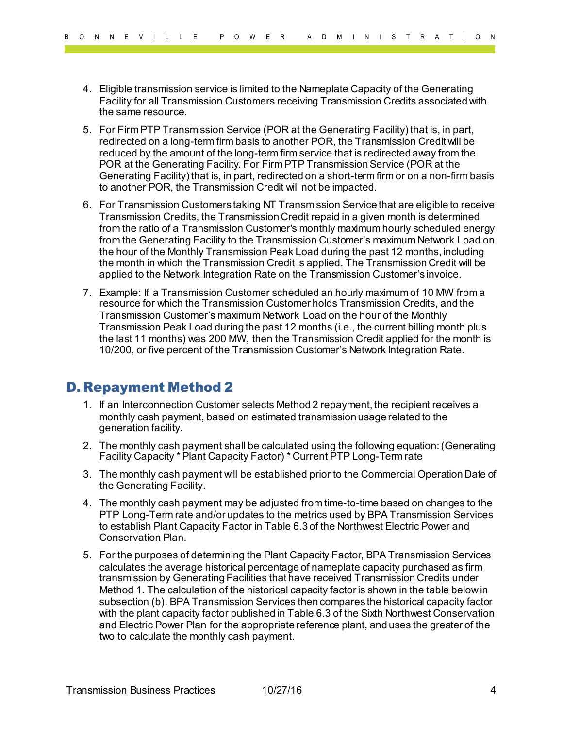4. Eligible transmission service is limited to the Nameplate Capacity of the Generating Facility for all Transmission Customers receiving Transmission Credits associated with the same resource.

5. For Firm PTP Transmission Service (POR at the Generating Facility) that is, in part, redirected on a long-term firm basis to another POR, the Transmission Credit will be reduced by the amount of the long-term firm service that is redirected away from the POR at the Generating Facility. For Firm PTP Transmission Service (POR at the Generating Facility) that is, in part, redirected on a short-term firm or on a non-firm basis to another POR, the Transmission Credit will not be impacted.

6. For Transmission Customers taking NT Transmission Service that are eligible to receive Transmission Credits, the Transmission Credit repaid in a given month is determined from the ratio of a Transmission Customer's monthly maximum hourly scheduled energy from the Generating Facility to the Transmission Customer's maximum Network Load on the hour of the Monthly Transmission Peak Load during the past 12 months, including the month in which the Transmission Credit is applied. The Transmission Credit will be applied to the Network Integration Rate on the Transmission Customer's invoice.

7. Example: If a Transmission Customer scheduled an hourly maximum of 10 MW from a resource for which the Transmission Customer holds Transmission Credits, and the Transmission Customer's maximum Network Load on the hour of the Monthly Transmission Peak Load during the past 12 months (i.e., the current billing month plus the last 11 months) was 200 MW, then the Transmission Credit applied for the month is 10/200, or five percent of the Transmission Customer's Network Integration Rate.

## D. Repayment Method 2

1. If an Interconnection Customer selects Method 2 repayment, the recipient receives a monthly cash payment, based on estimated transmission usage related to the generation facility.

2. The monthly cash payment shall be calculated using the following equation: (Generating Facility Capacity * Plant Capacity Factor) * Current PTP Long-Term rate

3. The monthly cash payment will be established prior to the Commercial Operation Date of the Generating Facility.

4. The monthly cash payment may be adjusted from time-to-time based on changes to the PTP Long-Term rate and/or updates to the metrics used by BPA Transmission Services to establish Plant Capacity Factor in Table 6.3 of the Northwest Electric Power and Conservation Plan.

5. For the purposes of determining the Plant Capacity Factor, BPA Transmission Services calculates the average historical percentage of nameplate capacity purchased as firm transmission by Generating Facilities that have received Transmission Credits under Method 1. The calculation of the historical capacity factor is shown in the table below in subsection (b). BPA Transmission Services then compares the historical capacity factor with the plant capacity factor published in Table 6.3 of the Sixth Northwest Conservation and Electric Power Plan for the appropriate reference plant, and uses the greater of the two to calculate the monthly cash payment.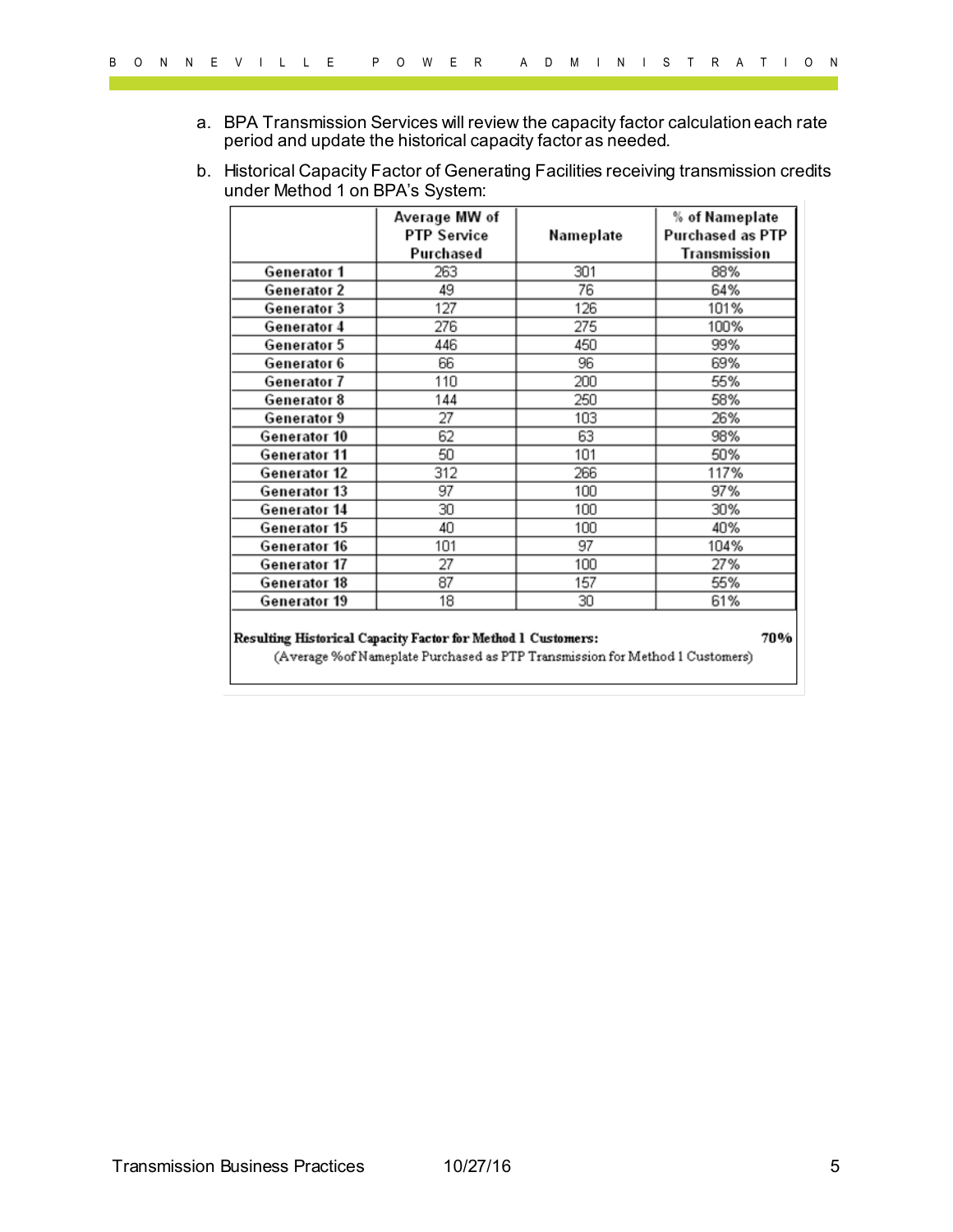a. BPA Transmission Services will review the capacity factor calculation each rate period and update the historical capacity factor as needed.

b. Historical Capacity Factor of Generating Facilities receiving transmission credits under Method 1 on BPA's System:

| | Average MW of PTP Service Purchased | Nameplate | % of Nameplate Purchased as PTP Transmission |
|---|---|---|---|
| Generator 1 | 263 | 301 | 88% |
| Generator 2 | 49 | 76 | 64% |
| Generator 3 | 127 | 126 | 101% |
| Generator 4 | 276 | 275 | 100% |
| Generator 5 | 446 | 450 | 99% |
| Generator 6 | 66 | 96 | 69% |
| Generator 7 | 110 | 200 | 55% |
| Generator 8 | 144 | 250 | 58% |
| Generator 9 | 27 | 103 | 26% |
| Generator 10 | 62 | 63 | 98% |
| Generator 11 | 50 | 101 | 50% |
| Generator 12 | 312 | 266 | 117% |
| Generator 13 | 97 | 100 | 97% |
| Generator 14 | 30 | 100 | 30% |
| Generator 15 | 40 | 100 | 40% |
| Generator 16 | 101 | 97 | 104% |
| Generator 17 | 27 | 100 | 27% |
| Generator 18 | 87 | 157 | 55% |
| Generator 19 | 18 | 30 | 61% |

**Resulting Historical Capacity Factor for Method 1 Customers:** **70%**

(Average % of Nameplate Purchased as PTP Transmission for Method 1 Customers)